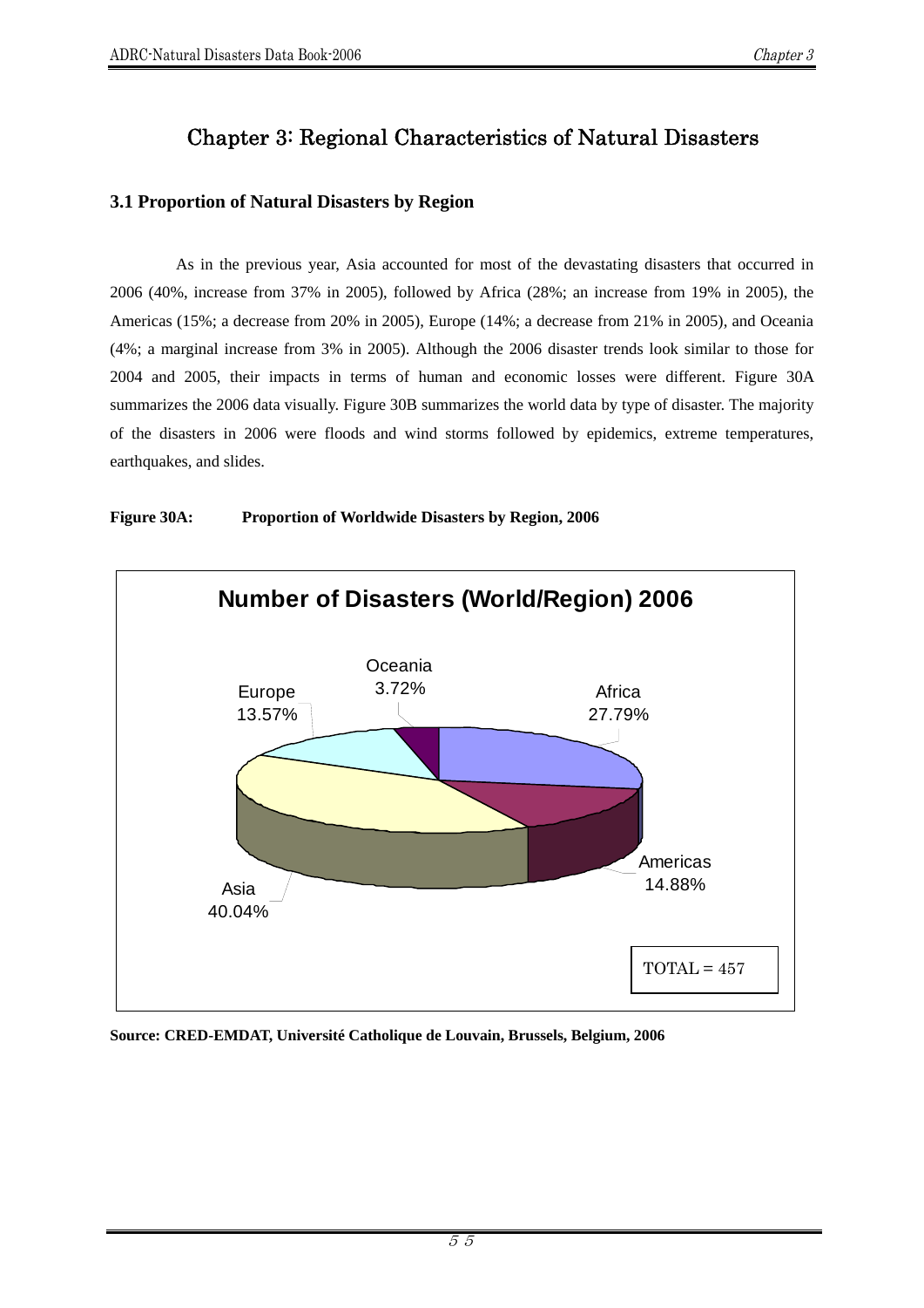# Chapter 3: Regional Characteristics of Natural Disasters

## 3.1 Proportion of Natural Disasters by Region

As in the previous year, Asia accounted for most of the devastating disasters that occurred in 2006 (40%, increase from 37% in 2005), followed by Africa (28%; an increase from 19% in 2005), the Americas (15%; a decrease from 20% in 2005), Europe (14%; a decrease from 21% in 2005), and Oceania (4%; a marginal increase from 3% in 2005). Although the 2006 disaster trends look similar to those for 2004 and 2005, their impacts in terms of human and economic losses were different. Figure 30A summarizes the 2006 data visually. Figure 30B summarizes the world data by type of disaster. The majority of the disasters in 2006 were floods and wind storms followed by epidemics, extreme temperatures, earthquakes, and slides.

**Figure 30A: Proportion of Worldwide Disasters by Region, 2006**

**Number of Disasters (World/Region) 2006**

| Region | Percentage |
|---|---|
| Africa | 27.79% |
| Americas | 14.88% |
| Asia | 40.04% |
| Europe | 13.57% |
| Oceania | 3.72% |

TOTAL = 457

**Source: CRED-EMDAT, Université Catholique de Louvain, Brussels, Belgium, 2006**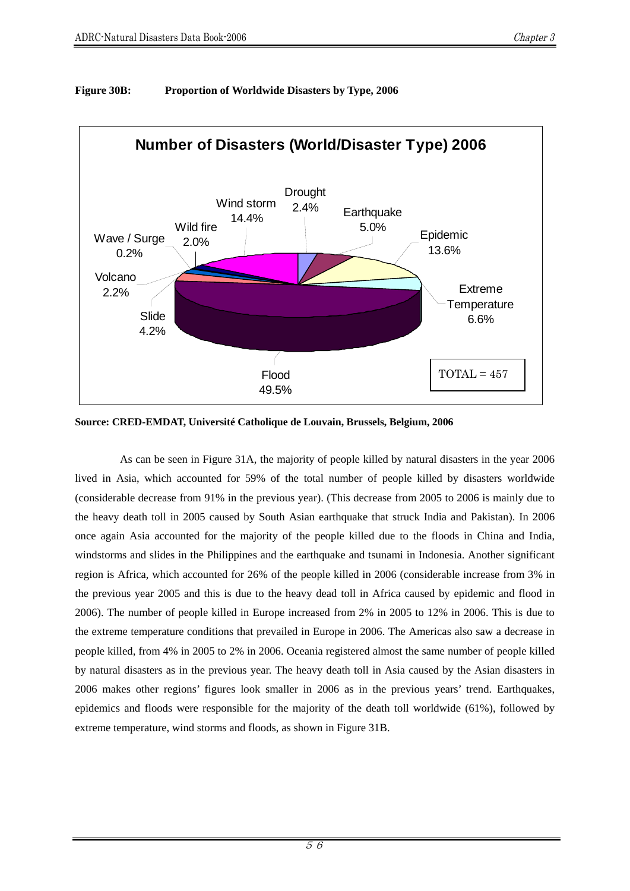**Figure 30B: Proportion of Worldwide Disasters by Type, 2006**

**Number of Disasters (World/Disaster Type) 2006**

| Disaster Type | Percentage |
|---|---|
| Drought | 2.4% |
| Earthquake | 5.0% |
| Epidemic | 13.6% |
| Extreme Temperature | 6.6% |
| Flood | 49.5% |
| Slide | 4.2% |
| Volcano | 2.2% |
| Wave / Surge | 0.2% |
| Wild fire | 2.0% |
| Wind storm | 14.4% |

TOTAL = 457

**Source: CRED-EMDAT, Université Catholique de Louvain, Brussels, Belgium, 2006**

As can be seen in Figure 31A, the majority of people killed by natural disasters in the year 2006 lived in Asia, which accounted for 59% of the total number of people killed by disasters worldwide (considerable decrease from 91% in the previous year). (This decrease from 2005 to 2006 is mainly due to the heavy death toll in 2005 caused by South Asian earthquake that struck India and Pakistan). In 2006 once again Asia accounted for the majority of the people killed due to the floods in China and India, windstorms and slides in the Philippines and the earthquake and tsunami in Indonesia. Another significant region is Africa, which accounted for 26% of the people killed in 2006 (considerable increase from 3% in the previous year 2005 and this is due to the heavy dead toll in Africa caused by epidemic and flood in 2006). The number of people killed in Europe increased from 2% in 2005 to 12% in 2006. This is due to the extreme temperature conditions that prevailed in Europe in 2006. The Americas also saw a decrease in people killed, from 4% in 2005 to 2% in 2006. Oceania registered almost the same number of people killed by natural disasters as in the previous year. The heavy death toll in Asia caused by the Asian disasters in 2006 makes other regions' figures look smaller in 2006 as in the previous years' trend. Earthquakes, epidemics and floods were responsible for the majority of the death toll worldwide (61%), followed by extreme temperature, wind storms and floods, as shown in Figure 31B.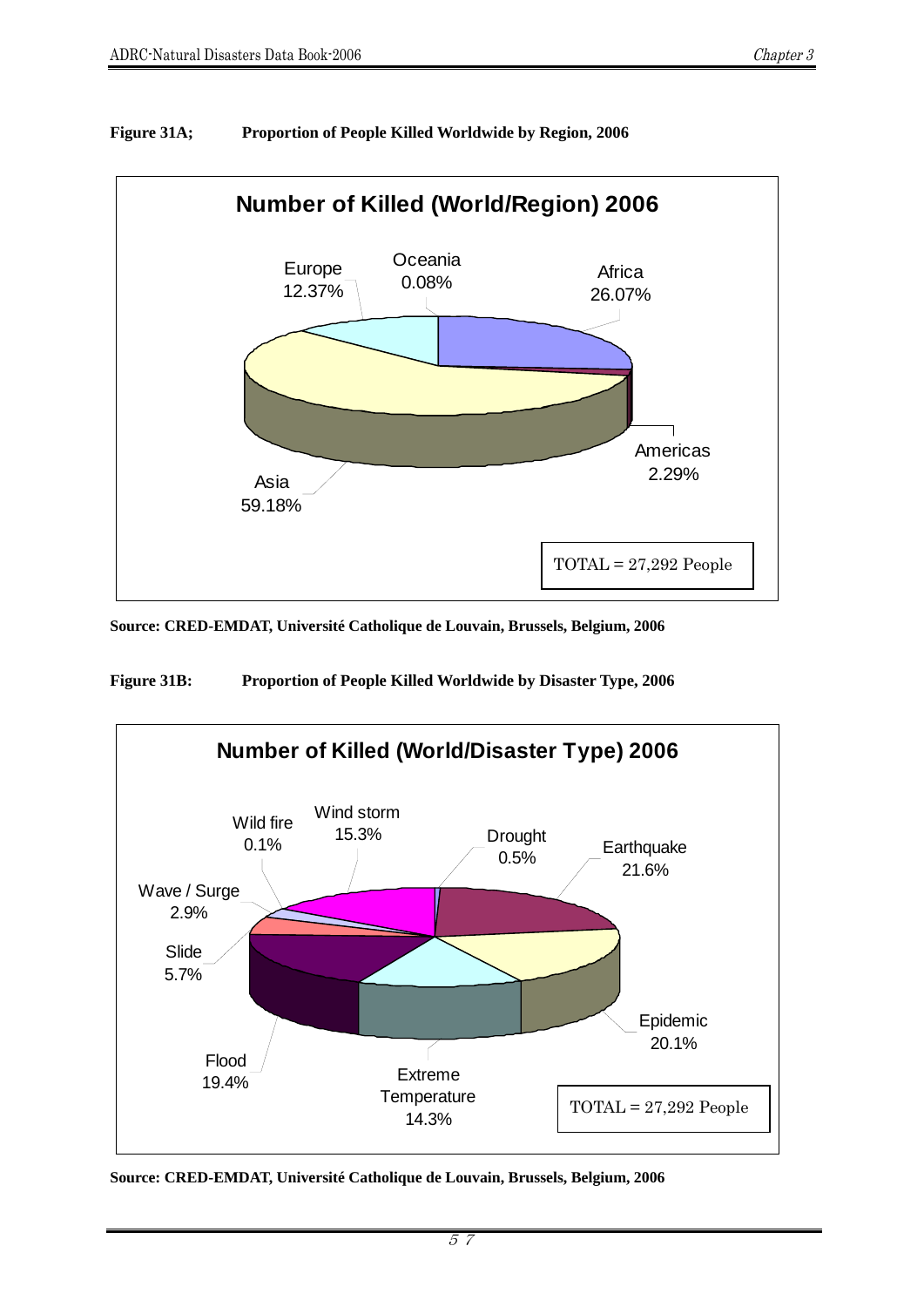**Figure 31A; Proportion of People Killed Worldwide by Region, 2006**

**Number of Killed (World/Region) 2006**

| Region | Percentage |
|---|---|
| Africa | 26.07% |
| Americas | 2.29% |
| Asia | 59.18% |
| Europe | 12.37% |
| Oceania | 0.08% |

TOTAL = 27,292 People

**Source: CRED-EMDAT, Université Catholique de Louvain, Brussels, Belgium, 2006**

**Figure 31B: Proportion of People Killed Worldwide by Disaster Type, 2006**

**Number of Killed (World/Disaster Type) 2006**

| Disaster Type | Percentage |
|---|---|
| Drought | 0.5% |
| Earthquake | 21.6% |
| Epidemic | 20.1% |
| Extreme Temperature | 14.3% |
| Flood | 19.4% |
| Slide | 5.7% |
| Wave / Surge | 2.9% |
| Wild fire | 0.1% |
| Wind storm | 15.3% |

TOTAL = 27,292 People

**Source: CRED-EMDAT, Université Catholique de Louvain, Brussels, Belgium, 2006**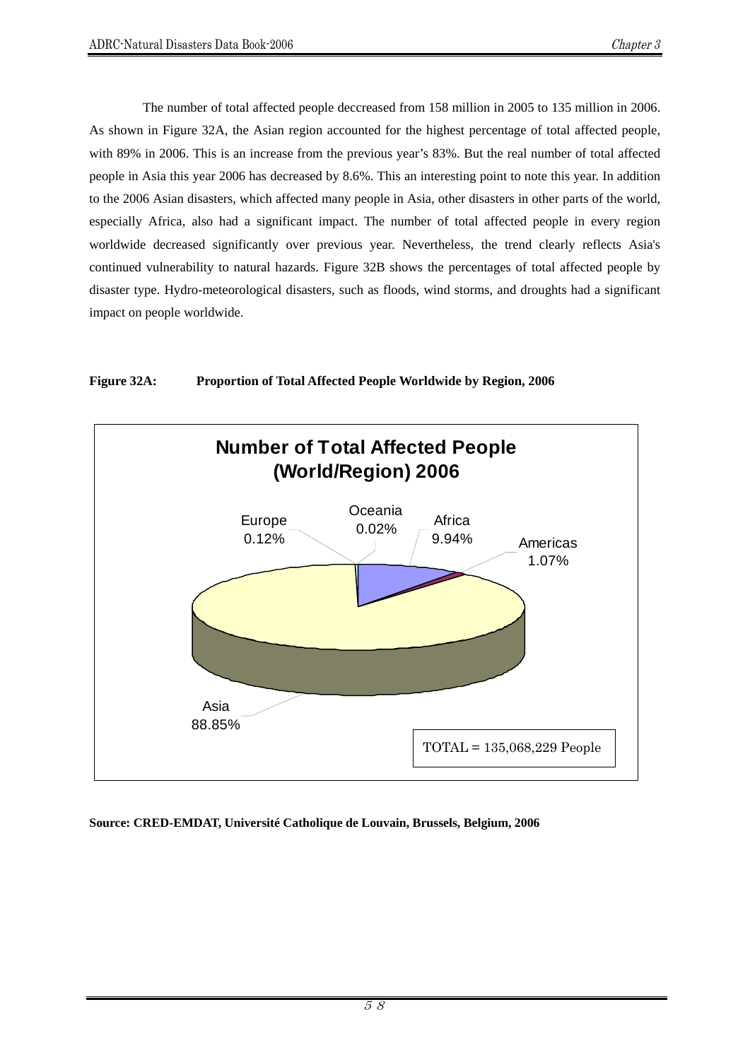The number of total affected people deccreased from 158 million in 2005 to 135 million in 2006. As shown in Figure 32A, the Asian region accounted for the highest percentage of total affected people, with 89% in 2006. This is an increase from the previous year's 83%. But the real number of total affected people in Asia this year 2006 has decreased by 8.6%. This an interesting point to note this year. In addition to the 2006 Asian disasters, which affected many people in Asia, other disasters in other parts of the world, especially Africa, also had a significant impact. The number of total affected people in every region worldwide decreased significantly over previous year. Nevertheless, the trend clearly reflects Asia's continued vulnerability to natural hazards. Figure 32B shows the percentages of total affected people by disaster type. Hydro-meteorological disasters, such as floods, wind storms, and droughts had a significant impact on people worldwide.

**Figure 32A: Proportion of Total Affected People Worldwide by Region, 2006**

**Number of Total Affected People (World/Region) 2006**

| Region | Percentage |
| --- | --- |
| Africa | 9.94% |
| Americas | 1.07% |
| Asia | 88.85% |
| Europe | 0.12% |
| Oceania | 0.02% |

TOTAL = 135,068,229 People

**Source: CRED-EMDAT, Université Catholique de Louvain, Brussels, Belgium, 2006**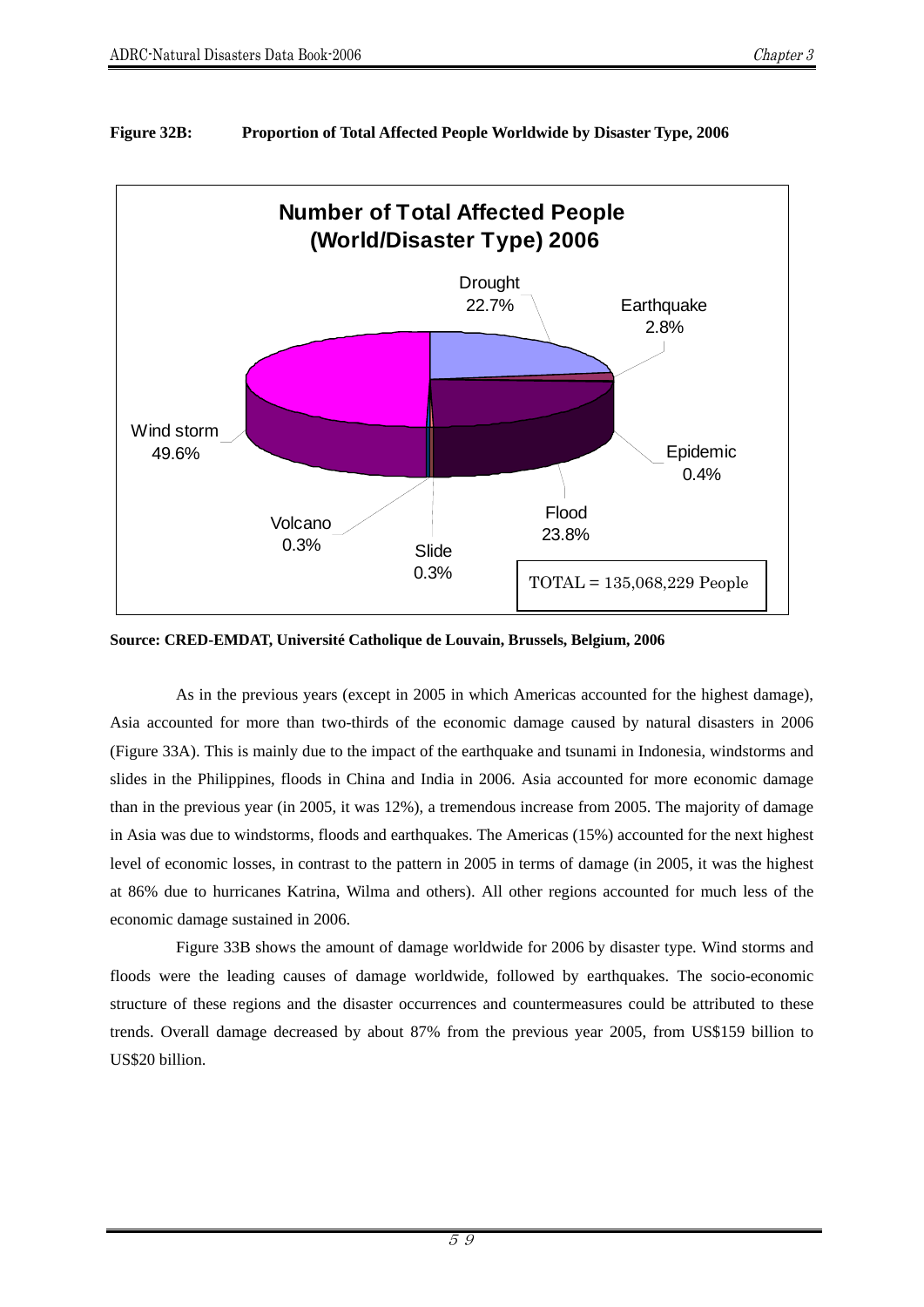**Figure 32B: Proportion of Total Affected People Worldwide by Disaster Type, 2006**

**Number of Total Affected People (World/Disaster Type) 2006**

Drought 22.7%
Earthquake 2.8%
Epidemic 0.4%
Flood 23.8%
Slide 0.3%
Volcano 0.3%
Wind storm 49.6%

TOTAL = 135,068,229 People

**Source: CRED-EMDAT, Université Catholique de Louvain, Brussels, Belgium, 2006**

As in the previous years (except in 2005 in which Americas accounted for the highest damage), Asia accounted for more than two-thirds of the economic damage caused by natural disasters in 2006 (Figure 33A). This is mainly due to the impact of the earthquake and tsunami in Indonesia, windstorms and slides in the Philippines, floods in China and India in 2006. Asia accounted for more economic damage than in the previous year (in 2005, it was 12%), a tremendous increase from 2005. The majority of damage in Asia was due to windstorms, floods and earthquakes. The Americas (15%) accounted for the next highest level of economic losses, in contrast to the pattern in 2005 in terms of damage (in 2005, it was the highest at 86% due to hurricanes Katrina, Wilma and others). All other regions accounted for much less of the economic damage sustained in 2006.

Figure 33B shows the amount of damage worldwide for 2006 by disaster type. Wind storms and floods were the leading causes of damage worldwide, followed by earthquakes. The socio-economic structure of these regions and the disaster occurrences and countermeasures could be attributed to these trends. Overall damage decreased by about 87% from the previous year 2005, from US$159 billion to US$20 billion.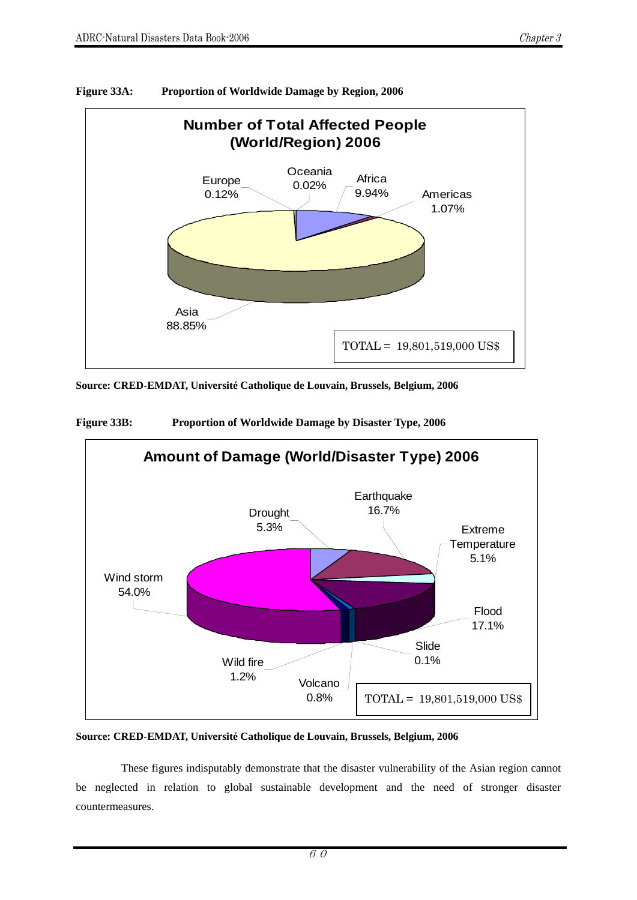**Figure 33A: Proportion of Worldwide Damage by Region, 2006**

**Number of Total Affected People (World/Region) 2006**

| Region | Share |
|---|---|
| Europe | 0.12% |
| Oceania | 0.02% |
| Africa | 9.94% |
| Americas | 1.07% |
| Asia | 88.85% |

TOTAL = 19,801,519,000 US$

**Source: CRED-EMDAT, Université Catholique de Louvain, Brussels, Belgium, 2006**

**Figure 33B: Proportion of Worldwide Damage by Disaster Type, 2006**

**Amount of Damage (World/Disaster Type) 2006**

| Disaster Type | Share |
|---|---|
| Drought | 5.3% |
| Earthquake | 16.7% |
| Extreme Temperature | 5.1% |
| Flood | 17.1% |
| Slide | 0.1% |
| Volcano | 0.8% |
| Wild fire | 1.2% |
| Wind storm | 54.0% |

TOTAL = 19,801,519,000 US$

**Source: CRED-EMDAT, Université Catholique de Louvain, Brussels, Belgium, 2006**

These figures indisputably demonstrate that the disaster vulnerability of the Asian region cannot be neglected in relation to global sustainable development and the need of stronger disaster countermeasures.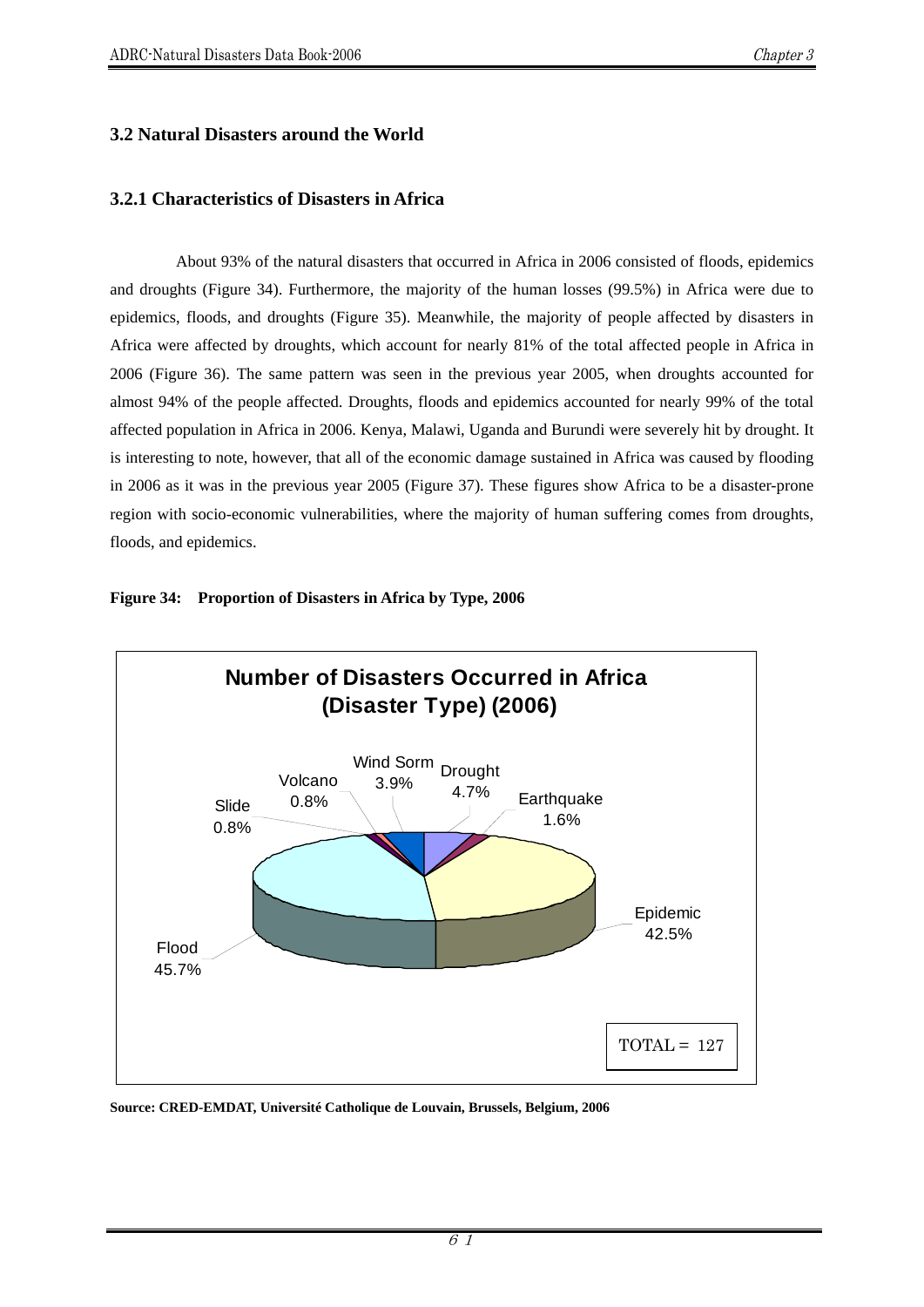## 3.2 Natural Disasters around the World

### 3.2.1 Characteristics of Disasters in Africa

About 93% of the natural disasters that occurred in Africa in 2006 consisted of floods, epidemics and droughts (Figure 34). Furthermore, the majority of the human losses (99.5%) in Africa were due to epidemics, floods, and droughts (Figure 35). Meanwhile, the majority of people affected by disasters in Africa were affected by droughts, which account for nearly 81% of the total affected people in Africa in 2006 (Figure 36). The same pattern was seen in the previous year 2005, when droughts accounted for almost 94% of the people affected. Droughts, floods and epidemics accounted for nearly 99% of the total affected population in Africa in 2006. Kenya, Malawi, Uganda and Burundi were severely hit by drought. It is interesting to note, however, that all of the economic damage sustained in Africa was caused by flooding in 2006 as it was in the previous year 2005 (Figure 37). These figures show Africa to be a disaster-prone region with socio-economic vulnerabilities, where the majority of human suffering comes from droughts, floods, and epidemics.

**Figure 34: Proportion of Disasters in Africa by Type, 2006**

**Number of Disasters Occurred in Africa (Disaster Type) (2006)**

| Disaster Type | Percentage |
|---|---|
| Flood | 45.7% |
| Epidemic | 42.5% |
| Drought | 4.7% |
| Wind Sorm | 3.9% |
| Earthquake | 1.6% |
| Volcano | 0.8% |
| Slide | 0.8% |

TOTAL = 127

**Source: CRED-EMDAT, Université Catholique de Louvain, Brussels, Belgium, 2006**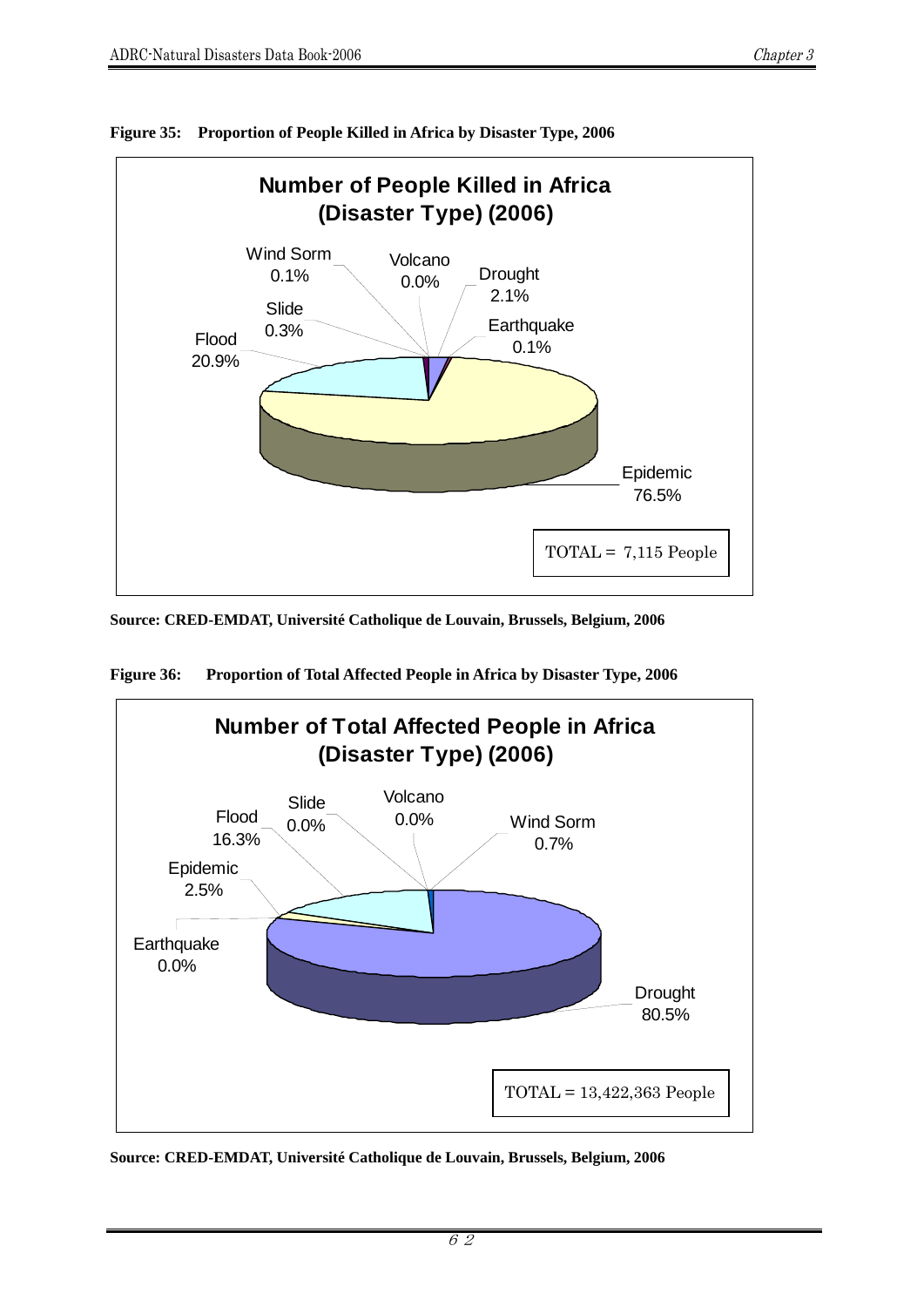**Figure 35: Proportion of People Killed in Africa by Disaster Type, 2006**

**Number of People Killed in Africa (Disaster Type) (2006)**

| Disaster Type | Proportion |
|---|---|
| Wind Sorm | 0.1% |
| Volcano | 0.0% |
| Drought | 2.1% |
| Slide | 0.3% |
| Earthquake | 0.1% |
| Flood | 20.9% |
| Epidemic | 76.5% |

TOTAL = 7,115 People

**Source: CRED-EMDAT, Université Catholique de Louvain, Brussels, Belgium, 2006**

**Figure 36: Proportion of Total Affected People in Africa by Disaster Type, 2006**

**Number of Total Affected People in Africa (Disaster Type) (2006)**

| Disaster Type | Proportion |
|---|---|
| Slide | 0.0% |
| Volcano | 0.0% |
| Flood | 16.3% |
| Wind Sorm | 0.7% |
| Epidemic | 2.5% |
| Earthquake | 0.0% |
| Drought | 80.5% |

TOTAL = 13,422,363 People

**Source: CRED-EMDAT, Université Catholique de Louvain, Brussels, Belgium, 2006**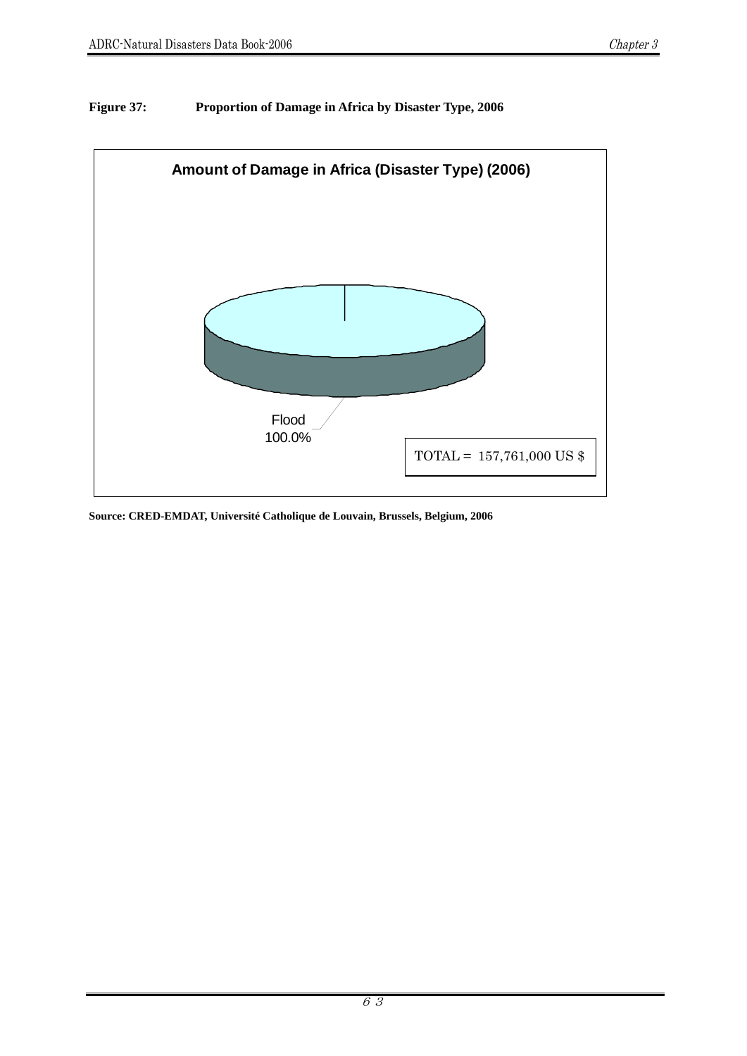**Figure 37: Proportion of Damage in Africa by Disaster Type, 2006**

**Amount of Damage in Africa (Disaster Type) (2006)**

Flood
100.0%

TOTAL = 157,761,000 US $

**Source: CRED-EMDAT, Université Catholique de Louvain, Brussels, Belgium, 2006**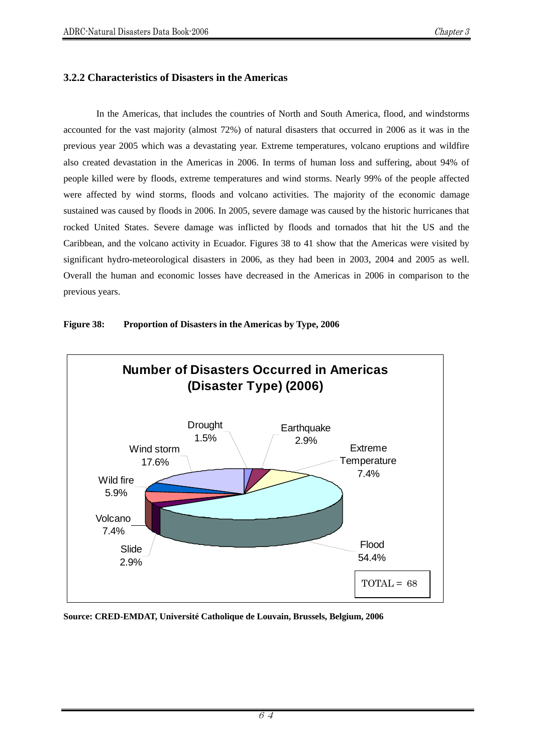### 3.2.2 Characteristics of Disasters in the Americas

In the Americas, that includes the countries of North and South America, flood, and windstorms accounted for the vast majority (almost 72%) of natural disasters that occurred in 2006 as it was in the previous year 2005 which was a devastating year. Extreme temperatures, volcano eruptions and wildfire also created devastation in the Americas in 2006. In terms of human loss and suffering, about 94% of people killed were by floods, extreme temperatures and wind storms. Nearly 99% of the people affected were affected by wind storms, floods and volcano activities. The majority of the economic damage sustained was caused by floods in 2006. In 2005, severe damage was caused by the historic hurricanes that rocked United States. Severe damage was inflicted by floods and tornados that hit the US and the Caribbean, and the volcano activity in Ecuador. Figures 38 to 41 show that the Americas were visited by significant hydro-meteorological disasters in 2006, as they had been in 2003, 2004 and 2005 as well. Overall the human and economic losses have decreased in the Americas in 2006 in comparison to the previous years.

**Figure 38: Proportion of Disasters in the Americas by Type, 2006**

**Number of Disasters Occurred in Americas (Disaster Type) (2006)**

| Disaster Type | Proportion |
|---|---|
| Drought | 1.5% |
| Earthquake | 2.9% |
| Extreme Temperature | 7.4% |
| Flood | 54.4% |
| Slide | 2.9% |
| Volcano | 7.4% |
| Wild fire | 5.9% |
| Wind storm | 17.6% |

TOTAL = 68

**Source: CRED-EMDAT, Université Catholique de Louvain, Brussels, Belgium, 2006**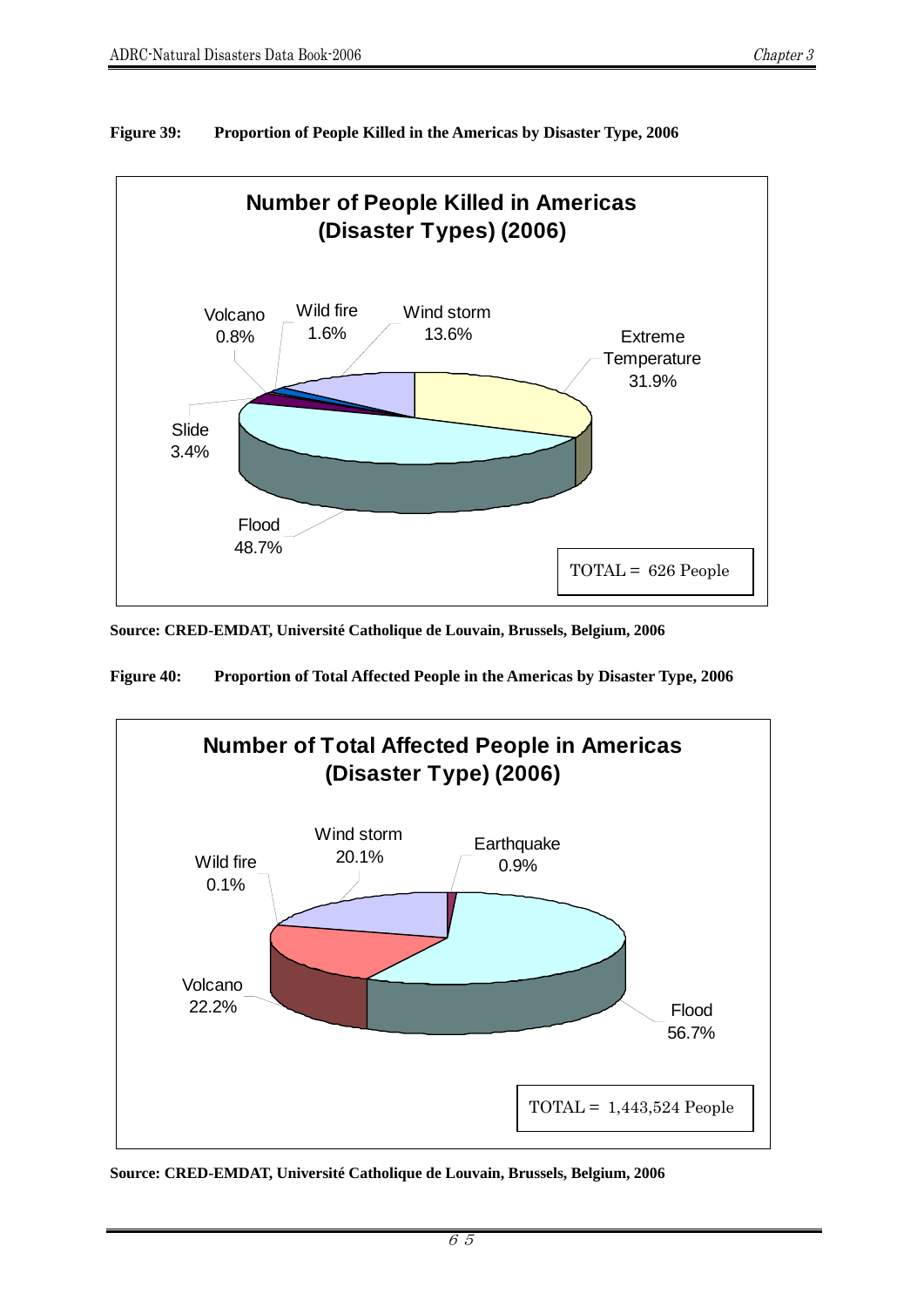**Figure 39: Proportion of People Killed in the Americas by Disaster Type, 2006**

**Number of People Killed in Americas (Disaster Types) (2006)**

| Disaster Type | Percentage |
|---|---|
| Flood | 48.7% |
| Extreme Temperature | 31.9% |
| Wind storm | 13.6% |
| Slide | 3.4% |
| Wild fire | 1.6% |
| Volcano | 0.8% |

TOTAL = 626 People

**Source: CRED-EMDAT, Université Catholique de Louvain, Brussels, Belgium, 2006**

**Figure 40: Proportion of Total Affected People in the Americas by Disaster Type, 2006**

**Number of Total Affected People in Americas (Disaster Type) (2006)**

| Disaster Type | Percentage |
|---|---|
| Flood | 56.7% |
| Volcano | 22.2% |
| Wind storm | 20.1% |
| Earthquake | 0.9% |
| Wild fire | 0.1% |

TOTAL = 1,443,524 People

**Source: CRED-EMDAT, Université Catholique de Louvain, Brussels, Belgium, 2006**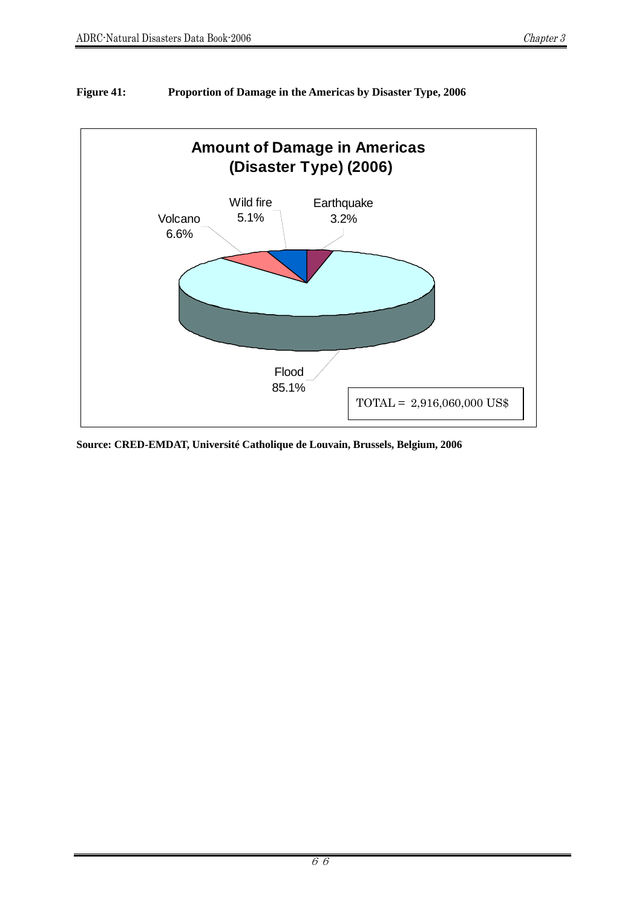**Figure 41: Proportion of Damage in the Americas by Disaster Type, 2006**

**Amount of Damage in Americas (Disaster Type) (2006)**

| Disaster Type | Proportion |
|---|---|
| Flood | 85.1% |
| Volcano | 6.6% |
| Wild fire | 5.1% |
| Earthquake | 3.2% |

TOTAL = 2,916,060,000 US$

**Source: CRED-EMDAT, Université Catholique de Louvain, Brussels, Belgium, 2006**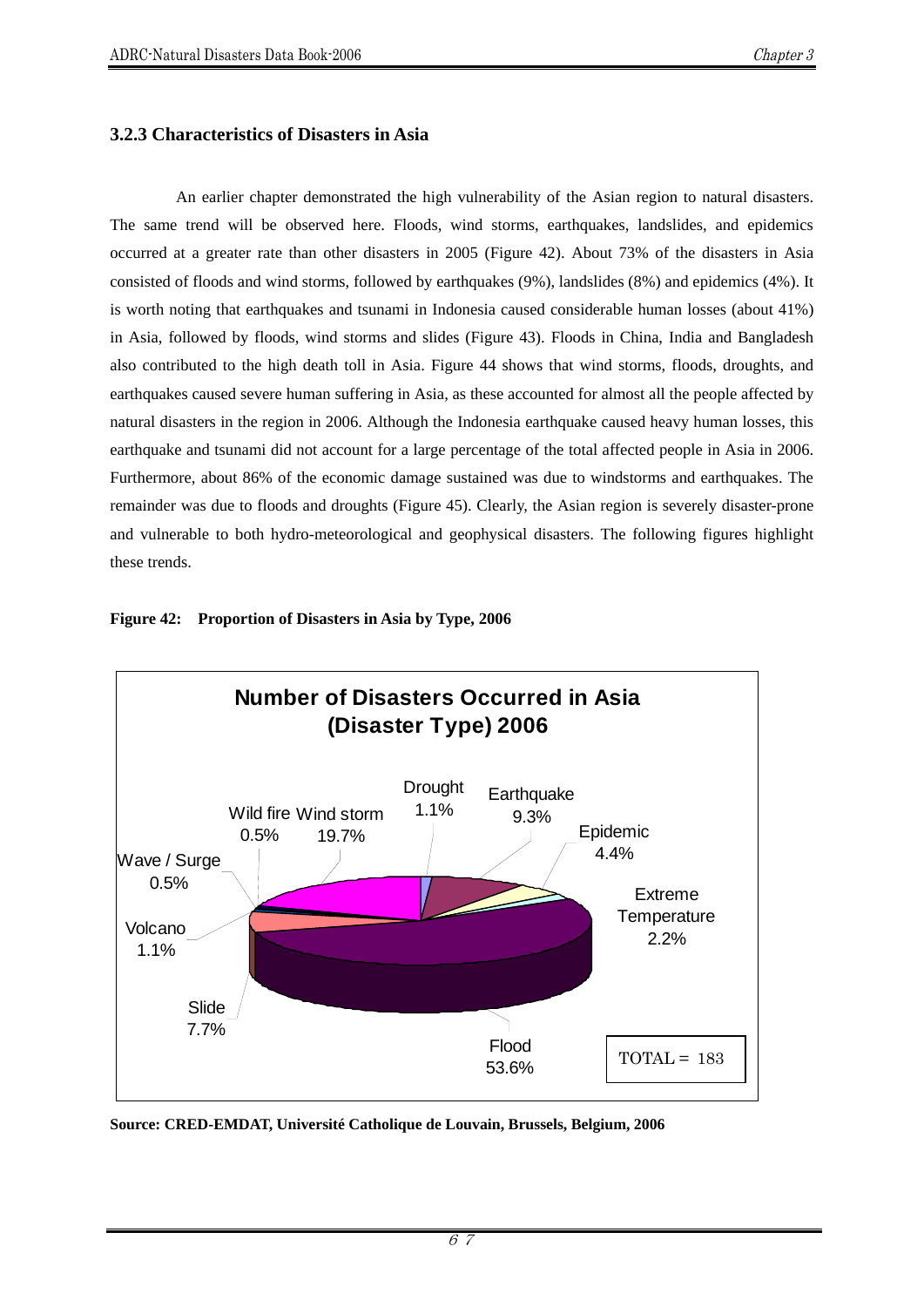### 3.2.3 Characteristics of Disasters in Asia

An earlier chapter demonstrated the high vulnerability of the Asian region to natural disasters. The same trend will be observed here. Floods, wind storms, earthquakes, landslides, and epidemics occurred at a greater rate than other disasters in 2005 (Figure 42). About 73% of the disasters in Asia consisted of floods and wind storms, followed by earthquakes (9%), landslides (8%) and epidemics (4%). It is worth noting that earthquakes and tsunami in Indonesia caused considerable human losses (about 41%) in Asia, followed by floods, wind storms and slides (Figure 43). Floods in China, India and Bangladesh also contributed to the high death toll in Asia. Figure 44 shows that wind storms, floods, droughts, and earthquakes caused severe human suffering in Asia, as these accounted for almost all the people affected by natural disasters in the region in 2006. Although the Indonesia earthquake caused heavy human losses, this earthquake and tsunami did not account for a large percentage of the total affected people in Asia in 2006. Furthermore, about 86% of the economic damage sustained was due to windstorms and earthquakes. The remainder was due to floods and droughts (Figure 45). Clearly, the Asian region is severely disaster-prone and vulnerable to both hydro-meteorological and geophysical disasters. The following figures highlight these trends.

**Figure 42: Proportion of Disasters in Asia by Type, 2006**

**Number of Disasters Occurred in Asia (Disaster Type) 2006**

| Disaster Type | Proportion |
|---|---|
| Drought | 1.1% |
| Earthquake | 9.3% |
| Epidemic | 4.4% |
| Extreme Temperature | 2.2% |
| Flood | 53.6% |
| Slide | 7.7% |
| Volcano | 1.1% |
| Wave / Surge | 0.5% |
| Wild fire | 0.5% |
| Wind storm | 19.7% |

TOTAL = 183

**Source: CRED-EMDAT, Université Catholique de Louvain, Brussels, Belgium, 2006**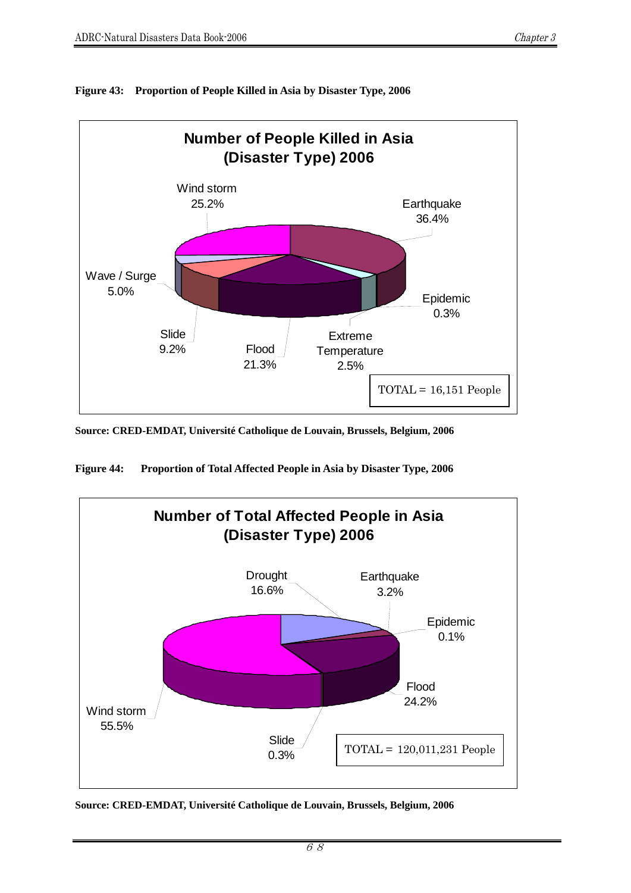**Figure 43: Proportion of People Killed in Asia by Disaster Type, 2006**

**Number of People Killed in Asia (Disaster Type) 2006**

| Disaster Type | Percentage |
|---|---|
| Earthquake | 36.4% |
| Wind storm | 25.2% |
| Flood | 21.3% |
| Slide | 9.2% |
| Wave / Surge | 5.0% |
| Extreme Temperature | 2.5% |
| Epidemic | 0.3% |

TOTAL = 16,151 People

**Source: CRED-EMDAT, Université Catholique de Louvain, Brussels, Belgium, 2006**

**Figure 44: Proportion of Total Affected People in Asia by Disaster Type, 2006**

**Number of Total Affected People in Asia (Disaster Type) 2006**

| Disaster Type | Percentage |
|---|---|
| Wind storm | 55.5% |
| Flood | 24.2% |
| Drought | 16.6% |
| Earthquake | 3.2% |
| Slide | 0.3% |
| Epidemic | 0.1% |

TOTAL = 120,011,231 People

**Source: CRED-EMDAT, Université Catholique de Louvain, Brussels, Belgium, 2006**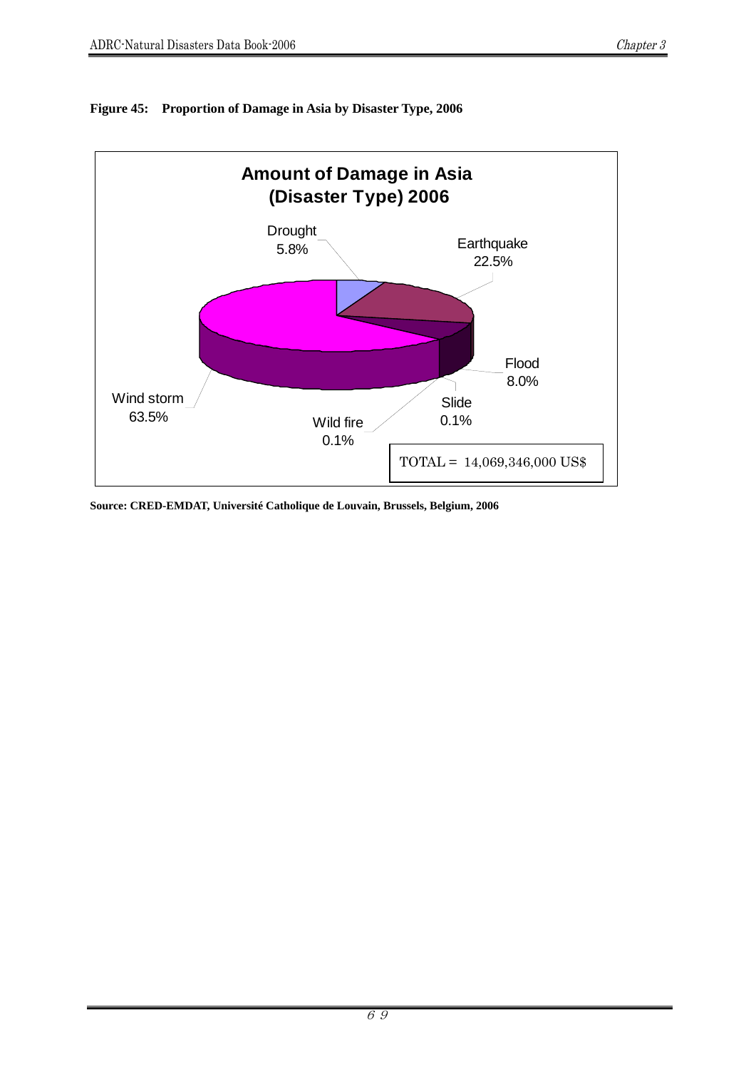**Figure 45: Proportion of Damage in Asia by Disaster Type, 2006**

**Amount of Damage in Asia (Disaster Type) 2006**

| Disaster Type | Proportion |
|---|---|
| Drought | 5.8% |
| Earthquake | 22.5% |
| Flood | 8.0% |
| Slide | 0.1% |
| Wild fire | 0.1% |
| Wind storm | 63.5% |

TOTAL = 14,069,346,000 US$

**Source: CRED-EMDAT, Université Catholique de Louvain, Brussels, Belgium, 2006**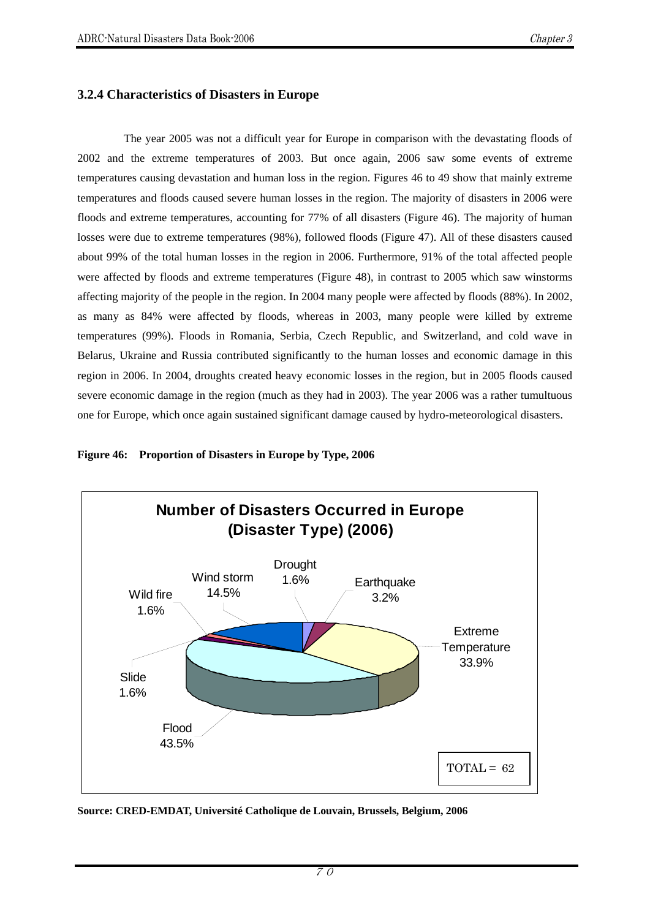### 3.2.4 Characteristics of Disasters in Europe

The year 2005 was not a difficult year for Europe in comparison with the devastating floods of 2002 and the extreme temperatures of 2003. But once again, 2006 saw some events of extreme temperatures causing devastation and human loss in the region. Figures 46 to 49 show that mainly extreme temperatures and floods caused severe human losses in the region. The majority of disasters in 2006 were floods and extreme temperatures, accounting for 77% of all disasters (Figure 46). The majority of human losses were due to extreme temperatures (98%), followed floods (Figure 47). All of these disasters caused about 99% of the total human losses in the region in 2006. Furthermore, 91% of the total affected people were affected by floods and extreme temperatures (Figure 48), in contrast to 2005 which saw winstorms affecting majority of the people in the region. In 2004 many people were affected by floods (88%). In 2002, as many as 84% were affected by floods, whereas in 2003, many people were killed by extreme temperatures (99%). Floods in Romania, Serbia, Czech Republic, and Switzerland, and cold wave in Belarus, Ukraine and Russia contributed significantly to the human losses and economic damage in this region in 2006. In 2004, droughts created heavy economic losses in the region, but in 2005 floods caused severe economic damage in the region (much as they had in 2003). The year 2006 was a rather tumultuous one for Europe, which once again sustained significant damage caused by hydro-meteorological disasters.

**Figure 46: Proportion of Disasters in Europe by Type, 2006**

**Number of Disasters Occurred in Europe (Disaster Type) (2006)**

| Disaster Type | Percentage |
|---|---|
| Drought | 1.6% |
| Earthquake | 3.2% |
| Extreme Temperature | 33.9% |
| Flood | 43.5% |
| Slide | 1.6% |
| Wild fire | 1.6% |
| Wind storm | 14.5% |

TOTAL = 62

**Source: CRED-EMDAT, Université Catholique de Louvain, Brussels, Belgium, 2006**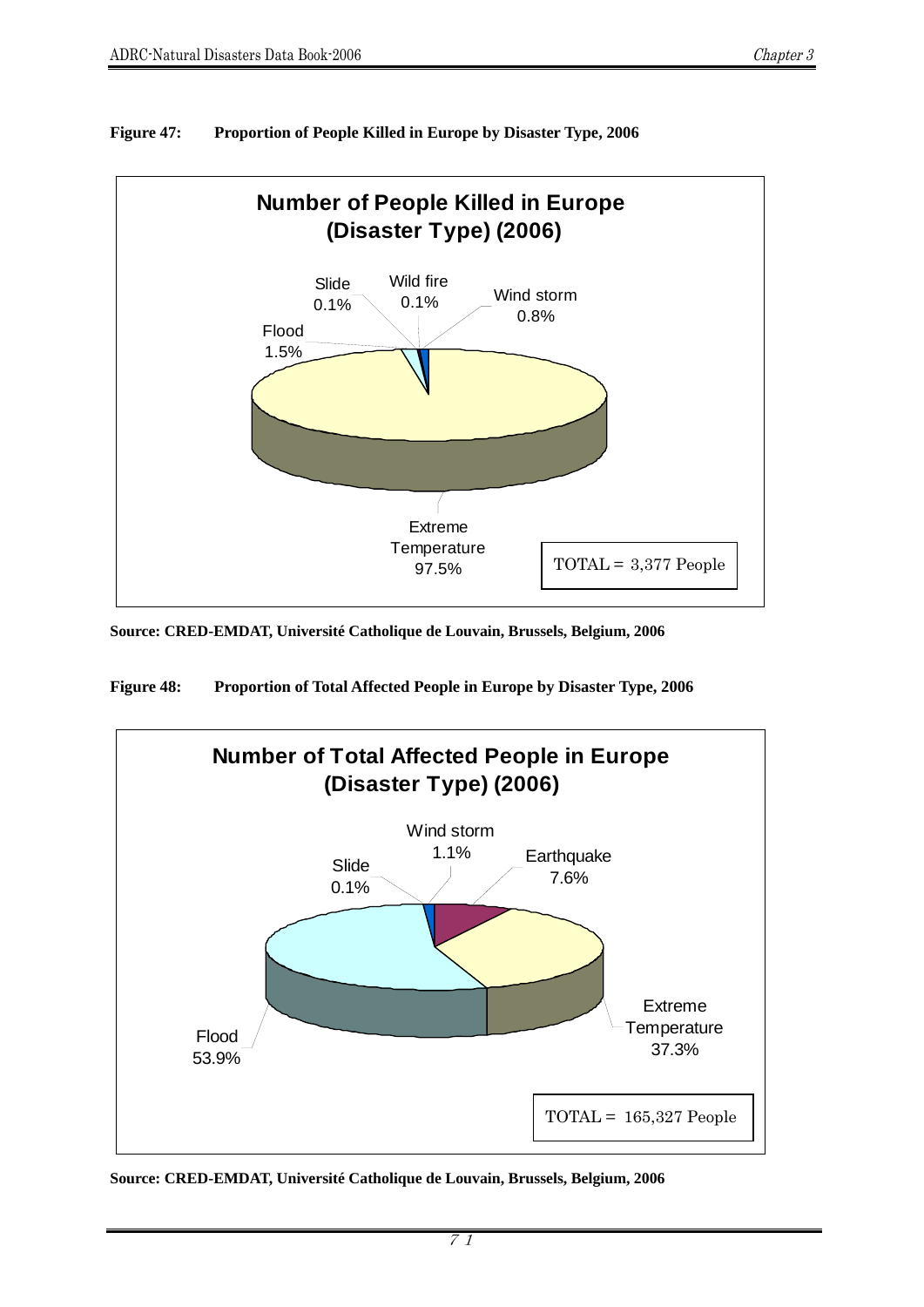**Figure 47: Proportion of People Killed in Europe by Disaster Type, 2006**

**Number of People Killed in Europe (Disaster Type) (2006)**

| Disaster Type | Proportion |
|---|---|
| Slide | 0.1% |
| Wild fire | 0.1% |
| Wind storm | 0.8% |
| Flood | 1.5% |
| Extreme Temperature | 97.5% |

TOTAL = 3,377 People

**Source: CRED-EMDAT, Université Catholique de Louvain, Brussels, Belgium, 2006**

**Figure 48: Proportion of Total Affected People in Europe by Disaster Type, 2006**

**Number of Total Affected People in Europe (Disaster Type) (2006)**

| Disaster Type | Proportion |
|---|---|
| Wind storm | 1.1% |
| Slide | 0.1% |
| Earthquake | 7.6% |
| Extreme Temperature | 37.3% |
| Flood | 53.9% |

TOTAL = 165,327 People

**Source: CRED-EMDAT, Université Catholique de Louvain, Brussels, Belgium, 2006**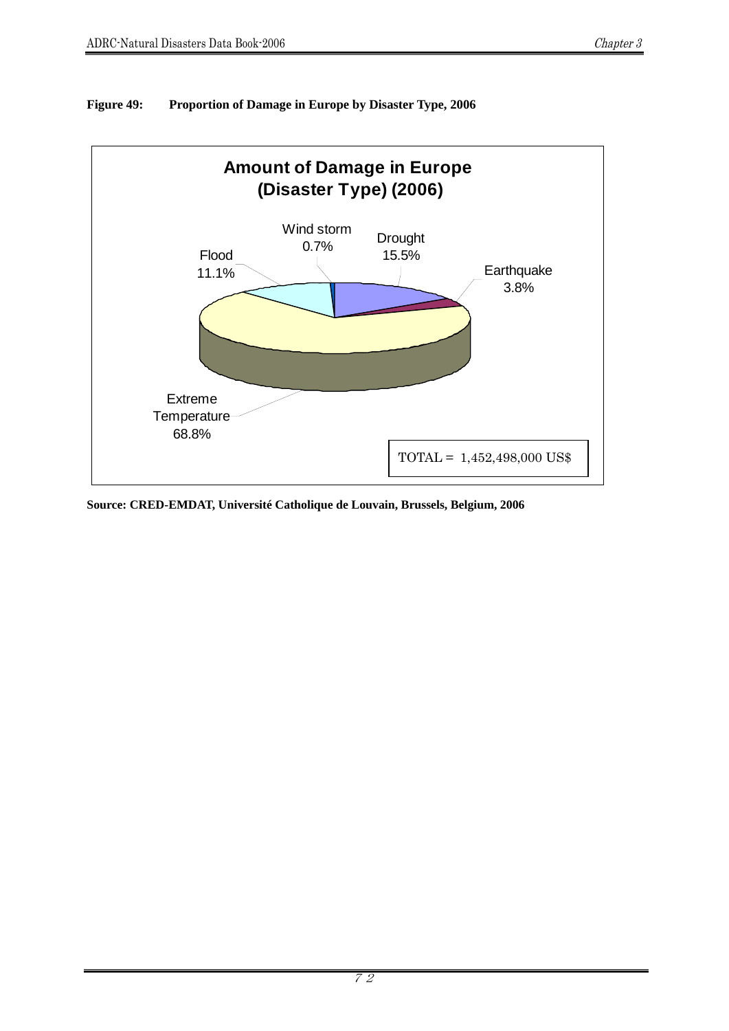**Figure 49: Proportion of Damage in Europe by Disaster Type, 2006**

**Amount of Damage in Europe (Disaster Type) (2006)**

- Wind storm 0.7%
- Drought 15.5%
- Earthquake 3.8%
- Flood 11.1%
- Extreme Temperature 68.8%

TOTAL = 1,452,498,000 US$

**Source: CRED-EMDAT, Université Catholique de Louvain, Brussels, Belgium, 2006**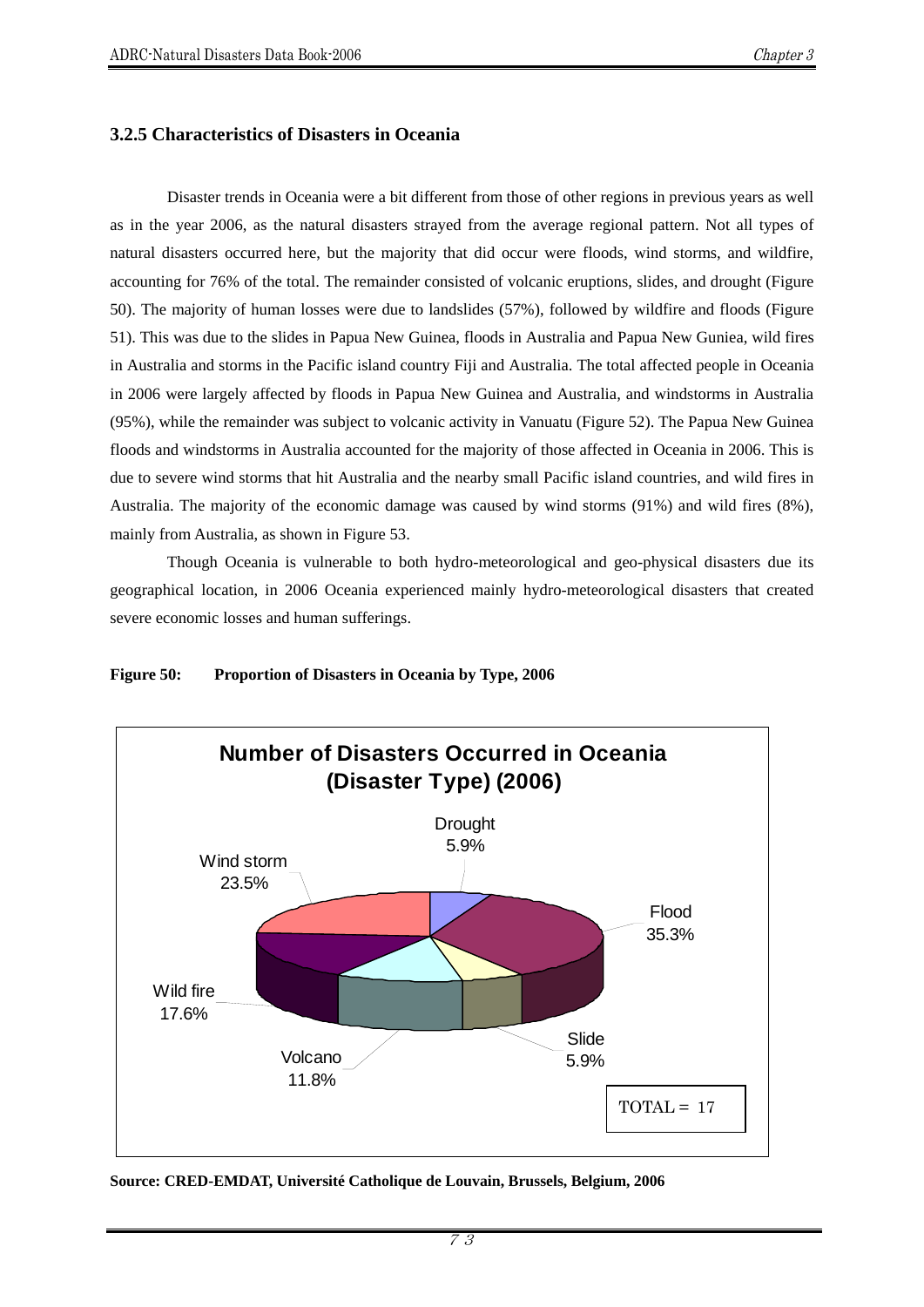### 3.2.5 Characteristics of Disasters in Oceania

Disaster trends in Oceania were a bit different from those of other regions in previous years as well as in the year 2006, as the natural disasters strayed from the average regional pattern. Not all types of natural disasters occurred here, but the majority that did occur were floods, wind storms, and wildfire, accounting for 76% of the total. The remainder consisted of volcanic eruptions, slides, and drought (Figure 50). The majority of human losses were due to landslides (57%), followed by wildfire and floods (Figure 51). This was due to the slides in Papua New Guinea, floods in Australia and Papua New Guniea, wild fires in Australia and storms in the Pacific island country Fiji and Australia. The total affected people in Oceania in 2006 were largely affected by floods in Papua New Guinea and Australia, and windstorms in Australia (95%), while the remainder was subject to volcanic activity in Vanuatu (Figure 52). The Papua New Guinea floods and windstorms in Australia accounted for the majority of those affected in Oceania in 2006. This is due to severe wind storms that hit Australia and the nearby small Pacific island countries, and wild fires in Australia. The majority of the economic damage was caused by wind storms (91%) and wild fires (8%), mainly from Australia, as shown in Figure 53.

Though Oceania is vulnerable to both hydro-meteorological and geo-physical disasters due its geographical location, in 2006 Oceania experienced mainly hydro-meteorological disasters that created severe economic losses and human sufferings.

**Figure 50: Proportion of Disasters in Oceania by Type, 2006**

**Number of Disasters Occurred in Oceania (Disaster Type) (2006)**

| Disaster Type | Percentage |
|---|---|
| Drought | 5.9% |
| Flood | 35.3% |
| Slide | 5.9% |
| Volcano | 11.8% |
| Wild fire | 17.6% |
| Wind storm | 23.5% |

TOTAL = 17

**Source: CRED-EMDAT, Université Catholique de Louvain, Brussels, Belgium, 2006**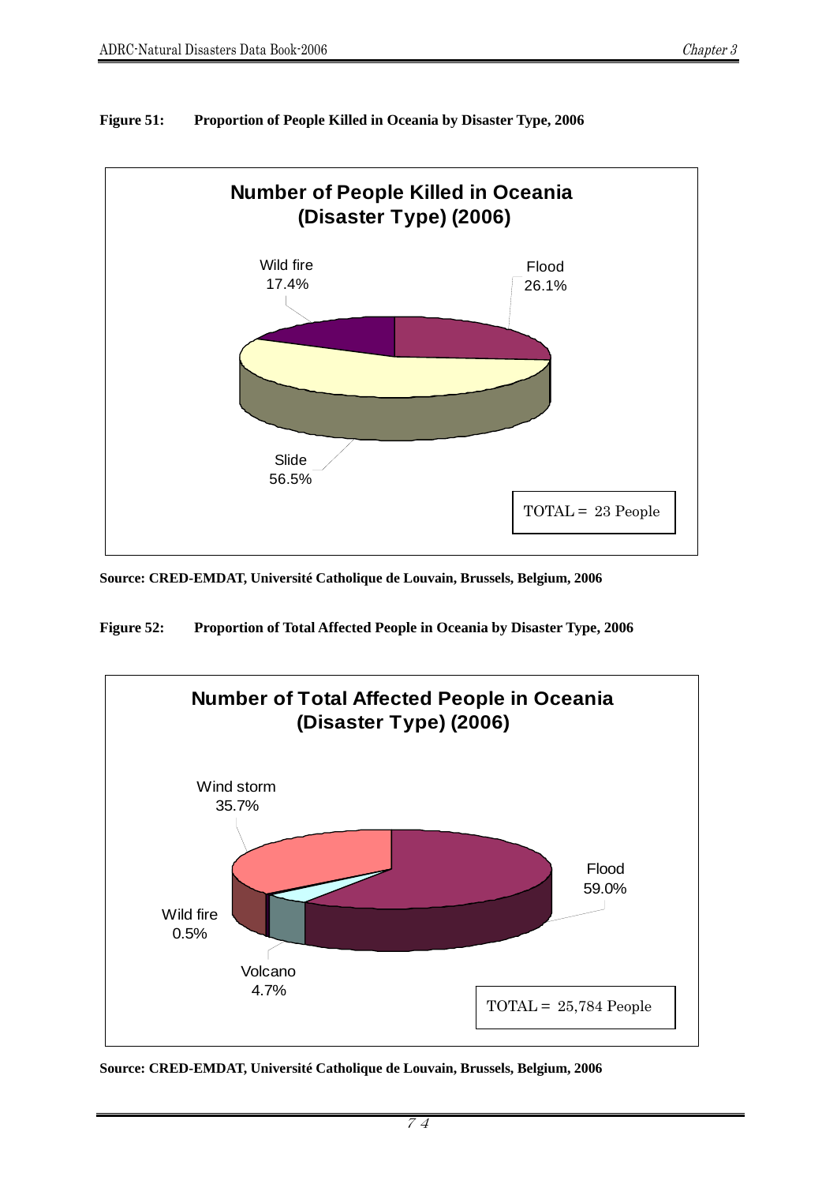**Figure 51: Proportion of People Killed in Oceania by Disaster Type, 2006**

**Number of People Killed in Oceania (Disaster Type) (2006)**

| Disaster Type | Percentage |
|---|---|
| Wild fire | 17.4% |
| Flood | 26.1% |
| Slide | 56.5% |

TOTAL = 23 People

**Source: CRED-EMDAT, Université Catholique de Louvain, Brussels, Belgium, 2006**

**Figure 52: Proportion of Total Affected People in Oceania by Disaster Type, 2006**

**Number of Total Affected People in Oceania (Disaster Type) (2006)**

| Disaster Type | Percentage |
|---|---|
| Wind storm | 35.7% |
| Flood | 59.0% |
| Wild fire | 0.5% |
| Volcano | 4.7% |

TOTAL = 25,784 People

**Source: CRED-EMDAT, Université Catholique de Louvain, Brussels, Belgium, 2006**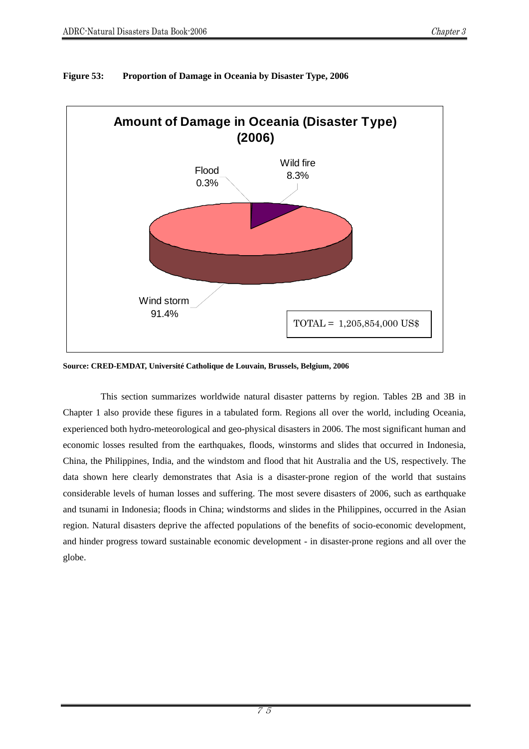**Figure 53: Proportion of Damage in Oceania by Disaster Type, 2006**

Amount of Damage in Oceania (Disaster Type) (2006)

Flood
0.3%

Wild fire
8.3%

Wind storm
91.4%

TOTAL = 1,205,854,000 US$

**Source: CRED-EMDAT, Université Catholique de Louvain, Brussels, Belgium, 2006**

This section summarizes worldwide natural disaster patterns by region. Tables 2B and 3B in Chapter 1 also provide these figures in a tabulated form. Regions all over the world, including Oceania, experienced both hydro-meteorological and geo-physical disasters in 2006. The most significant human and economic losses resulted from the earthquakes, floods, winstorms and slides that occurred in Indonesia, China, the Philippines, India, and the windstom and flood that hit Australia and the US, respectively. The data shown here clearly demonstrates that Asia is a disaster-prone region of the world that sustains considerable levels of human losses and suffering. The most severe disasters of 2006, such as earthquake and tsunami in Indonesia; floods in China; windstorms and slides in the Philippines, occurred in the Asian region. Natural disasters deprive the affected populations of the benefits of socio-economic development, and hinder progress toward sustainable economic development - in disaster-prone regions and all over the globe.